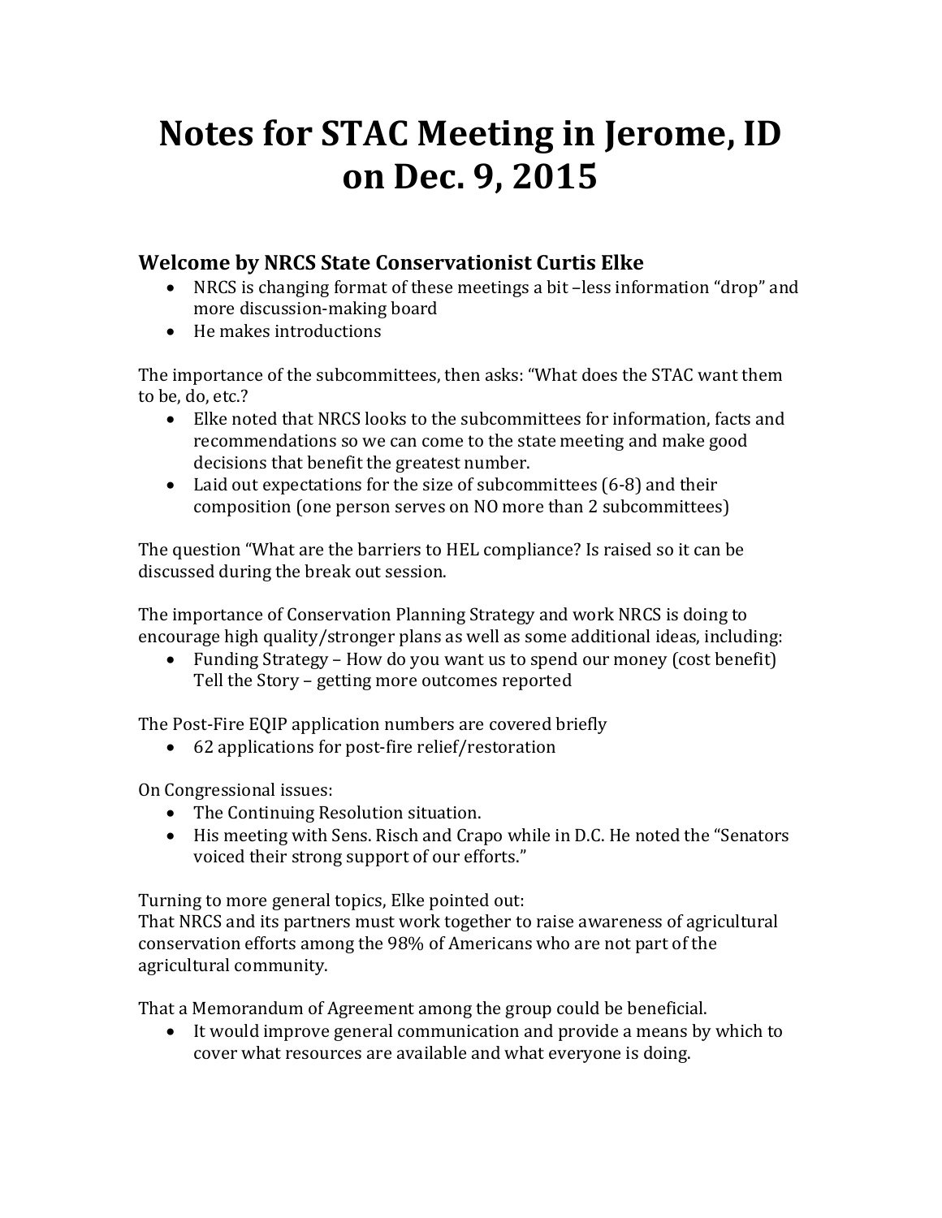# Notes for STAC Meeting in Jerome, ID on Dec. 9, 2015

## Welcome by NRCS State Conservationist Curtis Elke

- NRCS is changing format of these meetings a bit –less information "drop" and more discussion-making board
- He makes introductions

The importance of the subcommittees, then asks: "What does the STAC want them to be, do, etc.?

- Elke noted that NRCS looks to the subcommittees for information, facts and recommendations so we can come to the state meeting and make good decisions that benefit the greatest number.
- Laid out expectations for the size of subcommittees (6-8) and their composition (one person serves on NO more than 2 subcommittees)

The question "What are the barriers to HEL compliance? Is raised so it can be discussed during the break out session.

The importance of Conservation Planning Strategy and work NRCS is doing to encourage high quality/stronger plans as well as some additional ideas, including:

- Funding Strategy – How do you want us to spend our money (cost benefit) Tell the Story – getting more outcomes reported

The Post-Fire EQIP application numbers are covered briefly

- 62 applications for post-fire relief/restoration

On Congressional issues:

- The Continuing Resolution situation.
- His meeting with Sens. Risch and Crapo while in D.C. He noted the "Senators voiced their strong support of our efforts."

Turning to more general topics, Elke pointed out:
That NRCS and its partners must work together to raise awareness of agricultural conservation efforts among the 98% of Americans who are not part of the agricultural community.

That a Memorandum of Agreement among the group could be beneficial.

- It would improve general communication and provide a means by which to cover what resources are available and what everyone is doing.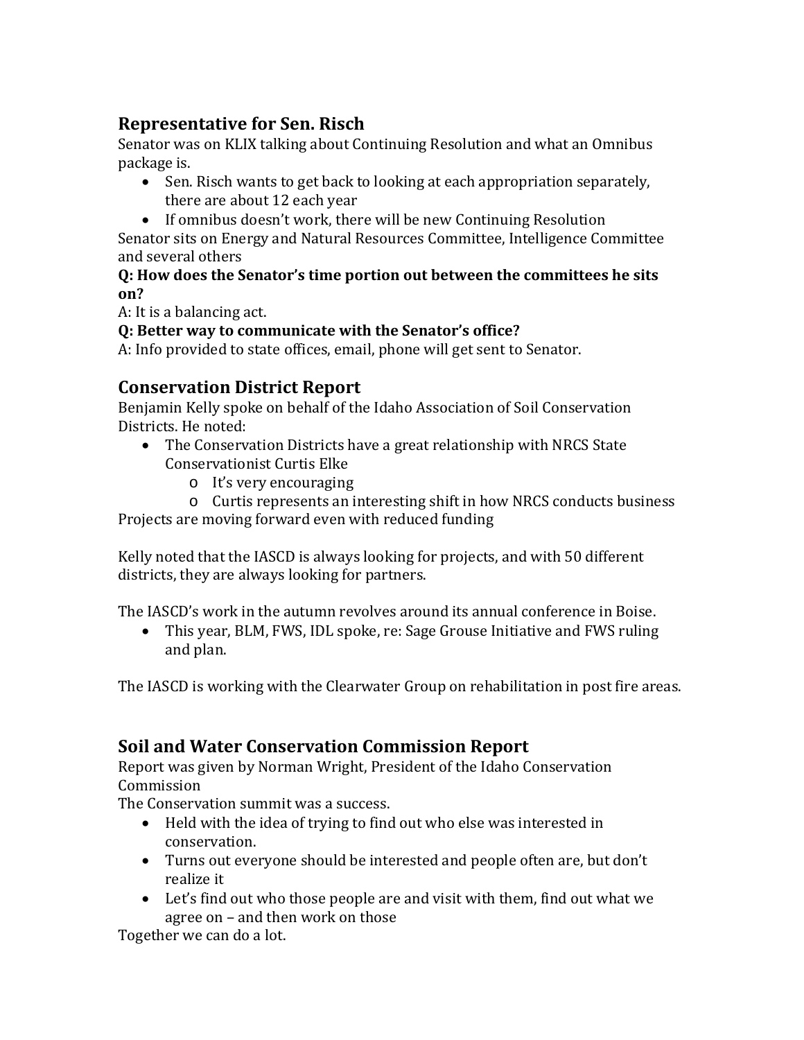## Representative for Sen. Risch

Senator was on KLIX talking about Continuing Resolution and what an Omnibus package is.

- Sen. Risch wants to get back to looking at each appropriation separately, there are about 12 each year
- If omnibus doesn't work, there will be new Continuing Resolution

Senator sits on Energy and Natural Resources Committee, Intelligence Committee and several others

**Q: How does the Senator's time portion out between the committees he sits on?**

A: It is a balancing act.

**Q: Better way to communicate with the Senator's office?**

A: Info provided to state offices, email, phone will get sent to Senator.

## Conservation District Report

Benjamin Kelly spoke on behalf of the Idaho Association of Soil Conservation Districts. He noted:

- The Conservation Districts have a great relationship with NRCS State Conservationist Curtis Elke
  - It's very encouraging
  - Curtis represents an interesting shift in how NRCS conducts business

Projects are moving forward even with reduced funding

Kelly noted that the IASCD is always looking for projects, and with 50 different districts, they are always looking for partners.

The IASCD's work in the autumn revolves around its annual conference in Boise.

- This year, BLM, FWS, IDL spoke, re: Sage Grouse Initiative and FWS ruling and plan.

The IASCD is working with the Clearwater Group on rehabilitation in post fire areas.

## Soil and Water Conservation Commission Report

Report was given by Norman Wright, President of the Idaho Conservation Commission

The Conservation summit was a success.

- Held with the idea of trying to find out who else was interested in conservation.
- Turns out everyone should be interested and people often are, but don't realize it
- Let's find out who those people are and visit with them, find out what we agree on – and then work on those

Together we can do a lot.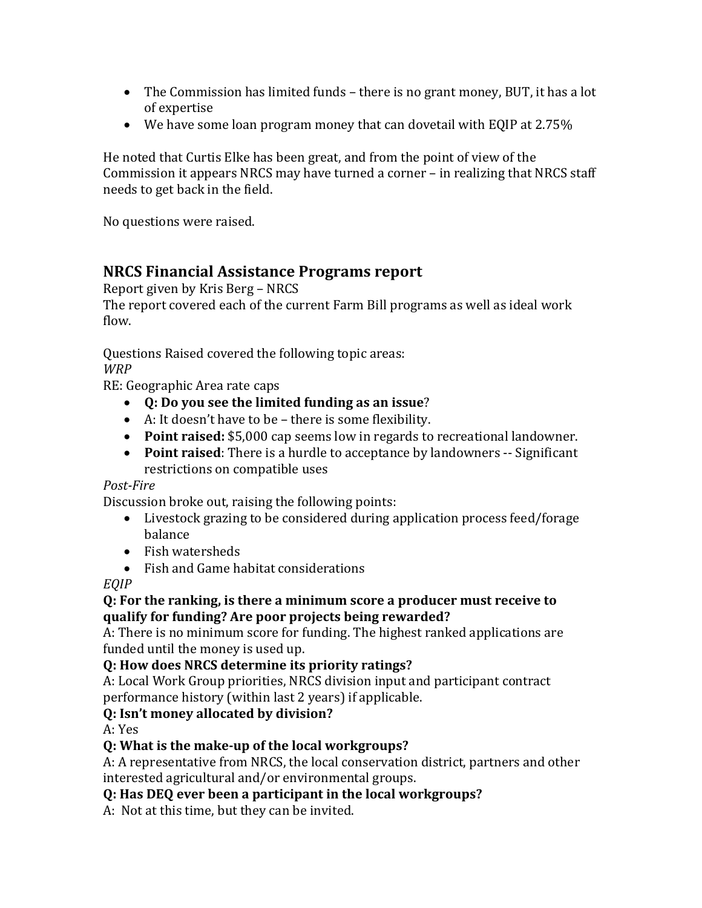- The Commission has limited funds – there is no grant money, BUT, it has a lot of expertise
- We have some loan program money that can dovetail with EQIP at 2.75%

He noted that Curtis Elke has been great, and from the point of view of the Commission it appears NRCS may have turned a corner – in realizing that NRCS staff needs to get back in the field.

No questions were raised.

## NRCS Financial Assistance Programs report

Report given by Kris Berg – NRCS
The report covered each of the current Farm Bill programs as well as ideal work flow.

Questions Raised covered the following topic areas:
*WRP*
RE: Geographic Area rate caps

- **Q: Do you see the limited funding as an issue**?
- A: It doesn't have to be – there is some flexibility.
- **Point raised:** $5,000 cap seems low in regards to recreational landowner.
- **Point raised**: There is a hurdle to acceptance by landowners -- Significant restrictions on compatible uses

*Post-Fire*
Discussion broke out, raising the following points:

- Livestock grazing to be considered during application process feed/forage balance
- Fish watersheds
- Fish and Game habitat considerations

*EQIP*
**Q: For the ranking, is there a minimum score a producer must receive to qualify for funding? Are poor projects being rewarded?**
A: There is no minimum score for funding. The highest ranked applications are funded until the money is used up.
**Q: How does NRCS determine its priority ratings?**
A: Local Work Group priorities, NRCS division input and participant contract performance history (within last 2 years) if applicable.
**Q: Isn't money allocated by division?**
A: Yes
**Q: What is the make-up of the local workgroups?**
A: A representative from NRCS, the local conservation district, partners and other interested agricultural and/or environmental groups.
**Q: Has DEQ ever been a participant in the local workgroups?**
A: Not at this time, but they can be invited.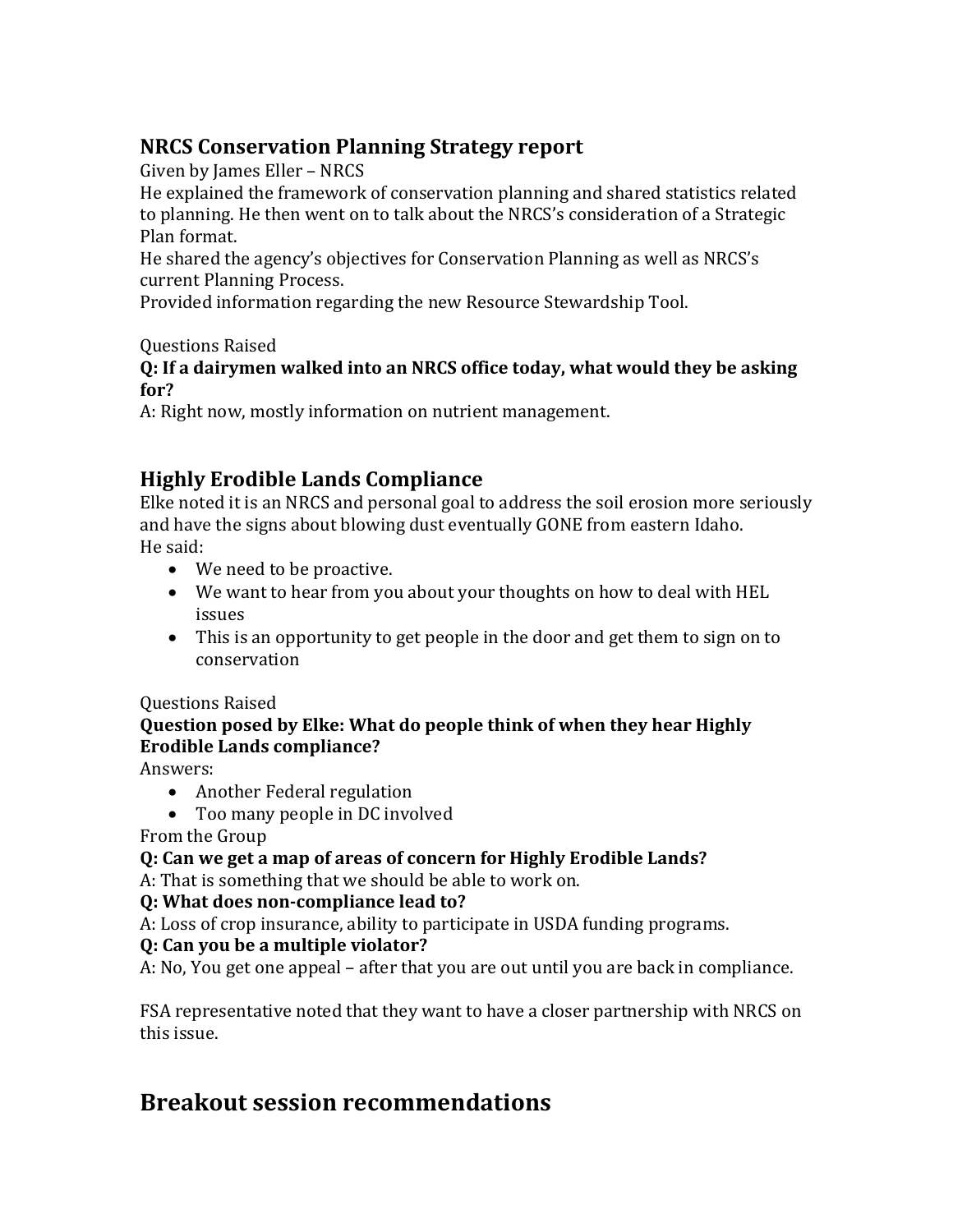## NRCS Conservation Planning Strategy report

Given by James Eller – NRCS

He explained the framework of conservation planning and shared statistics related to planning. He then went on to talk about the NRCS's consideration of a Strategic Plan format.

He shared the agency's objectives for Conservation Planning as well as NRCS's current Planning Process.

Provided information regarding the new Resource Stewardship Tool.

Questions Raised

**Q: If a dairymen walked into an NRCS office today, what would they be asking for?**

A: Right now, mostly information on nutrient management.

## Highly Erodible Lands Compliance

Elke noted it is an NRCS and personal goal to address the soil erosion more seriously and have the signs about blowing dust eventually GONE from eastern Idaho.

He said:

- We need to be proactive.
- We want to hear from you about your thoughts on how to deal with HEL issues
- This is an opportunity to get people in the door and get them to sign on to conservation

Questions Raised

**Question posed by Elke: What do people think of when they hear Highly Erodible Lands compliance?**

Answers:

- Another Federal regulation
- Too many people in DC involved

From the Group

**Q: Can we get a map of areas of concern for Highly Erodible Lands?**

A: That is something that we should be able to work on.

**Q: What does non-compliance lead to?**

A: Loss of crop insurance, ability to participate in USDA funding programs.

**Q: Can you be a multiple violator?**

A: No, You get one appeal – after that you are out until you are back in compliance.

FSA representative noted that they want to have a closer partnership with NRCS on this issue.

# Breakout session recommendations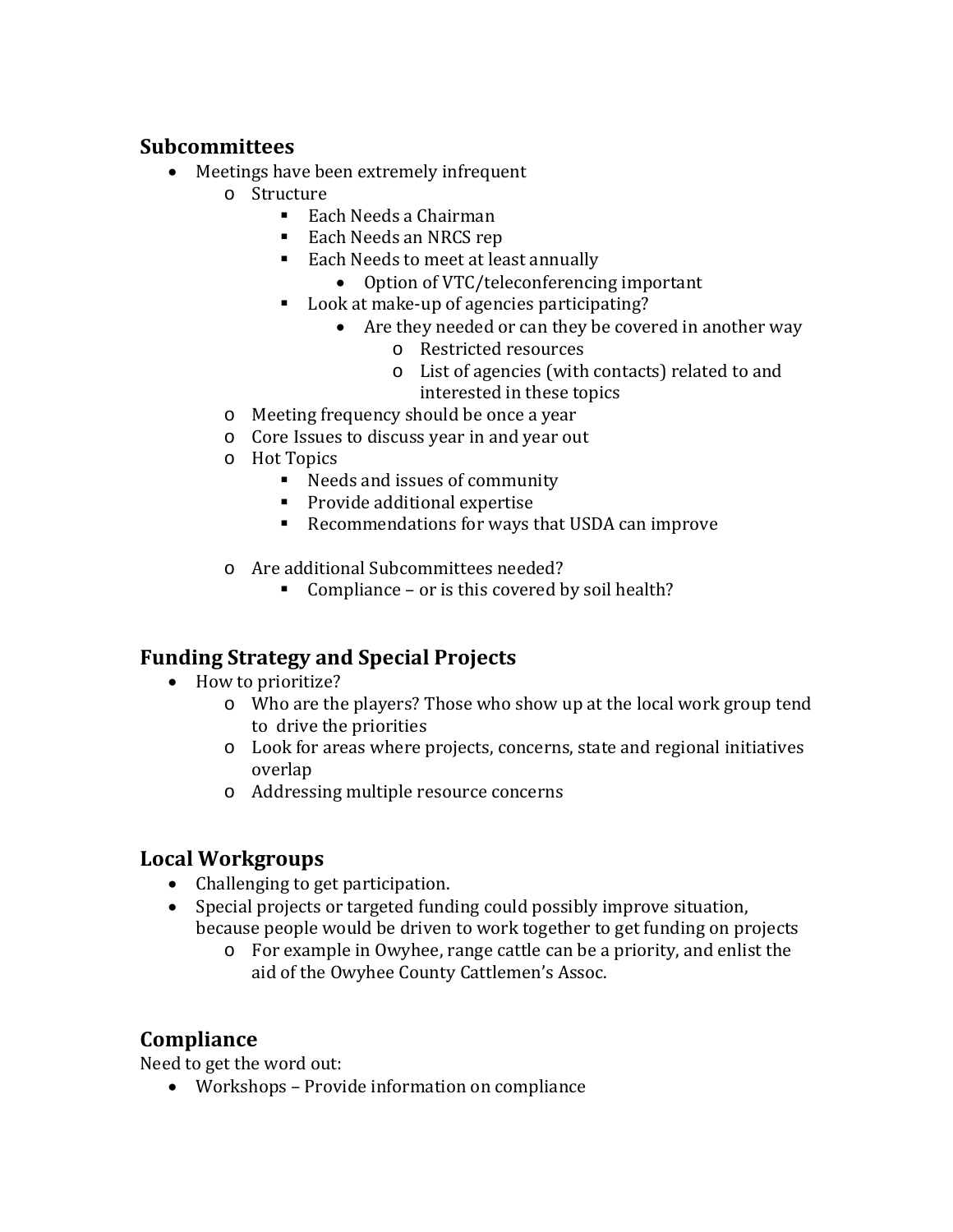## Subcommittees

- Meetings have been extremely infrequent
    - Structure
        - Each Needs a Chairman
        - Each Needs an NRCS rep
        - Each Needs to meet at least annually
            - Option of VTC/teleconferencing important
        - Look at make-up of agencies participating?
            - Are they needed or can they be covered in another way
                - Restricted resources
                - List of agencies (with contacts) related to and interested in these topics
    - Meeting frequency should be once a year
    - Core Issues to discuss year in and year out
    - Hot Topics
        - Needs and issues of community
        - Provide additional expertise
        - Recommendations for ways that USDA can improve
    - Are additional Subcommittees needed?
        - Compliance – or is this covered by soil health?

## Funding Strategy and Special Projects

- How to prioritize?
    - Who are the players? Those who show up at the local work group tend to drive the priorities
    - Look for areas where projects, concerns, state and regional initiatives overlap
    - Addressing multiple resource concerns

## Local Workgroups

- Challenging to get participation.
- Special projects or targeted funding could possibly improve situation, because people would be driven to work together to get funding on projects
    - For example in Owyhee, range cattle can be a priority, and enlist the aid of the Owyhee County Cattlemen's Assoc.

## Compliance

Need to get the word out:

- Workshops – Provide information on compliance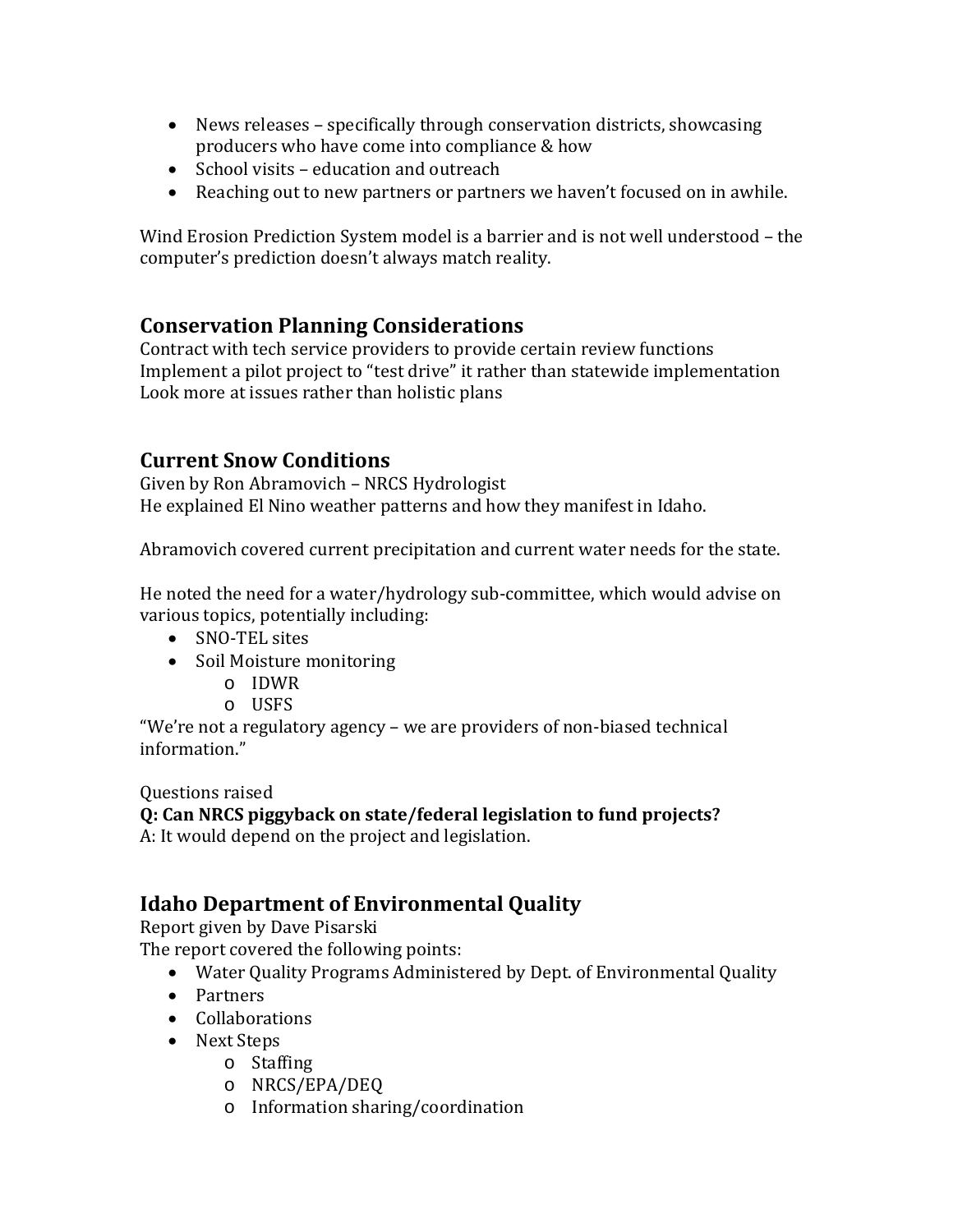- News releases – specifically through conservation districts, showcasing producers who have come into compliance & how
- School visits – education and outreach
- Reaching out to new partners or partners we haven't focused on in awhile.

Wind Erosion Prediction System model is a barrier and is not well understood – the computer's prediction doesn't always match reality.

## Conservation Planning Considerations

Contract with tech service providers to provide certain review functions
Implement a pilot project to "test drive" it rather than statewide implementation
Look more at issues rather than holistic plans

## Current Snow Conditions

Given by Ron Abramovich – NRCS Hydrologist
He explained El Nino weather patterns and how they manifest in Idaho.

Abramovich covered current precipitation and current water needs for the state.

He noted the need for a water/hydrology sub-committee, which would advise on various topics, potentially including:

- SNO-TEL sites
- Soil Moisture monitoring
  - IDWR
  - USFS

"We're not a regulatory agency – we are providers of non-biased technical information."

Questions raised

**Q: Can NRCS piggyback on state/federal legislation to fund projects?**
A: It would depend on the project and legislation.

## Idaho Department of Environmental Quality

Report given by Dave Pisarski
The report covered the following points:

- Water Quality Programs Administered by Dept. of Environmental Quality
- Partners
- Collaborations
- Next Steps
  - Staffing
  - NRCS/EPA/DEQ
  - Information sharing/coordination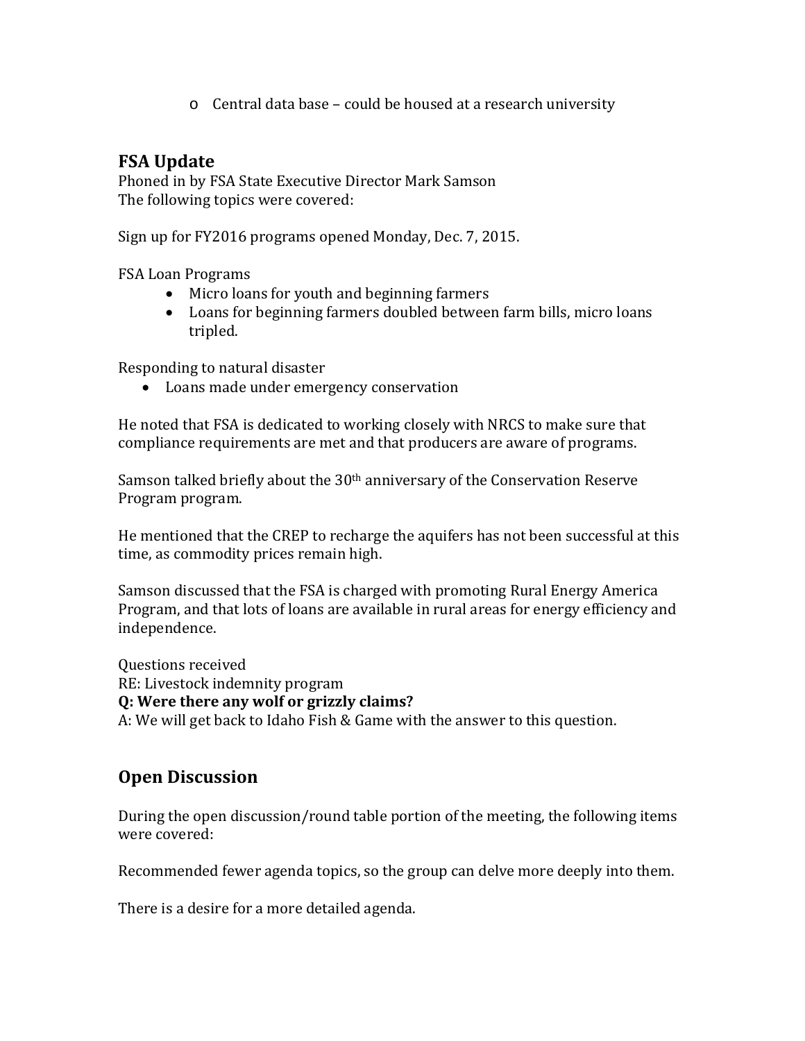- Central data base – could be housed at a research university

## FSA Update

Phoned in by FSA State Executive Director Mark Samson
The following topics were covered:

Sign up for FY2016 programs opened Monday, Dec. 7, 2015.

FSA Loan Programs

- Micro loans for youth and beginning farmers
- Loans for beginning farmers doubled between farm bills, micro loans tripled.

Responding to natural disaster

- Loans made under emergency conservation

He noted that FSA is dedicated to working closely with NRCS to make sure that compliance requirements are met and that producers are aware of programs.

Samson talked briefly about the 30th anniversary of the Conservation Reserve Program program.

He mentioned that the CREP to recharge the aquifers has not been successful at this time, as commodity prices remain high.

Samson discussed that the FSA is charged with promoting Rural Energy America Program, and that lots of loans are available in rural areas for energy efficiency and independence.

Questions received
RE: Livestock indemnity program
**Q: Were there any wolf or grizzly claims?**
A: We will get back to Idaho Fish & Game with the answer to this question.

## Open Discussion

During the open discussion/round table portion of the meeting, the following items were covered:

Recommended fewer agenda topics, so the group can delve more deeply into them.

There is a desire for a more detailed agenda.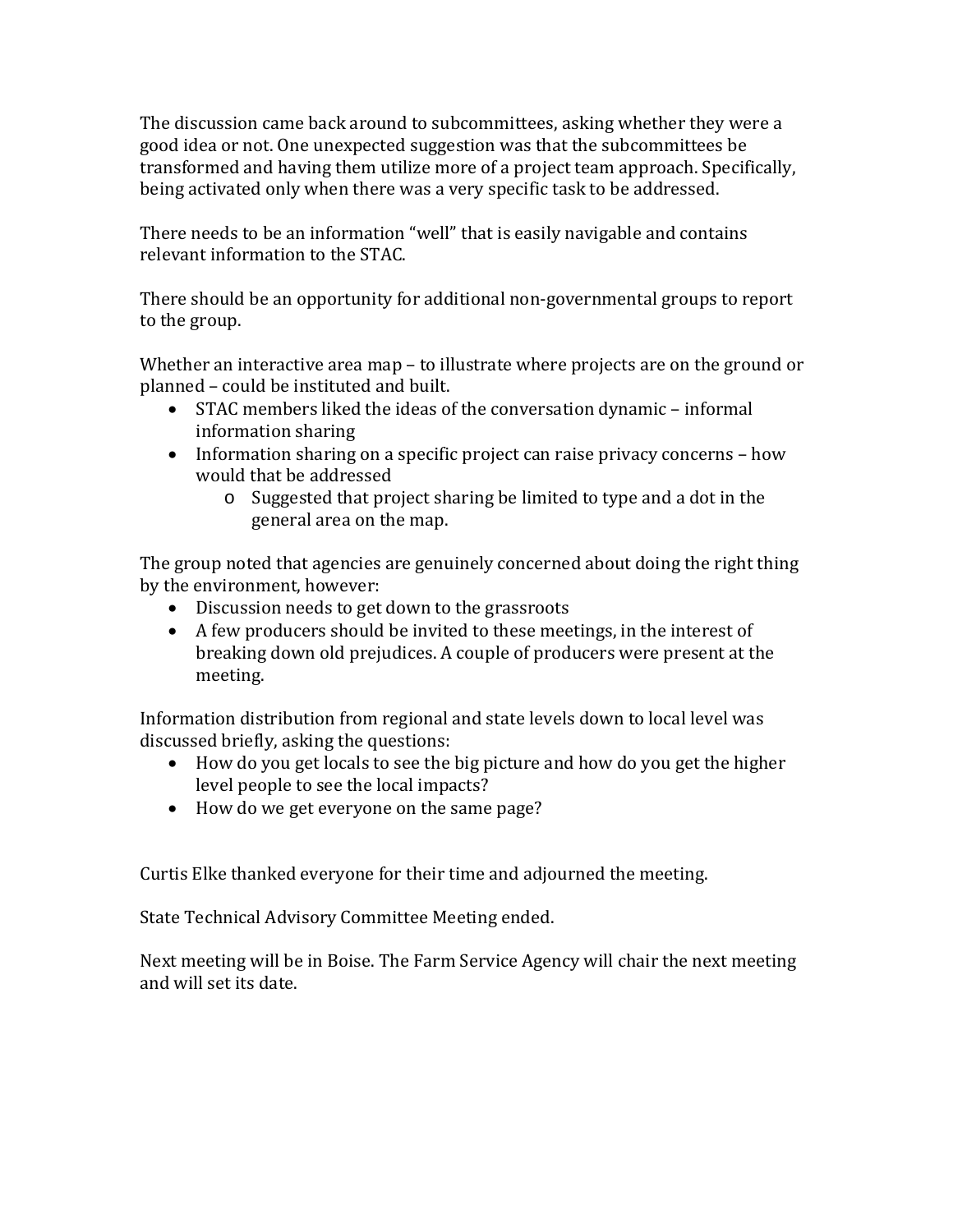The discussion came back around to subcommittees, asking whether they were a good idea or not. One unexpected suggestion was that the subcommittees be transformed and having them utilize more of a project team approach. Specifically, being activated only when there was a very specific task to be addressed.

There needs to be an information "well" that is easily navigable and contains relevant information to the STAC.

There should be an opportunity for additional non-governmental groups to report to the group.

Whether an interactive area map – to illustrate where projects are on the ground or planned – could be instituted and built.

- STAC members liked the ideas of the conversation dynamic – informal information sharing
- Information sharing on a specific project can raise privacy concerns – how would that be addressed
  - Suggested that project sharing be limited to type and a dot in the general area on the map.

The group noted that agencies are genuinely concerned about doing the right thing by the environment, however:

- Discussion needs to get down to the grassroots
- A few producers should be invited to these meetings, in the interest of breaking down old prejudices. A couple of producers were present at the meeting.

Information distribution from regional and state levels down to local level was discussed briefly, asking the questions:

- How do you get locals to see the big picture and how do you get the higher level people to see the local impacts?
- How do we get everyone on the same page?

Curtis Elke thanked everyone for their time and adjourned the meeting.

State Technical Advisory Committee Meeting ended.

Next meeting will be in Boise. The Farm Service Agency will chair the next meeting and will set its date.